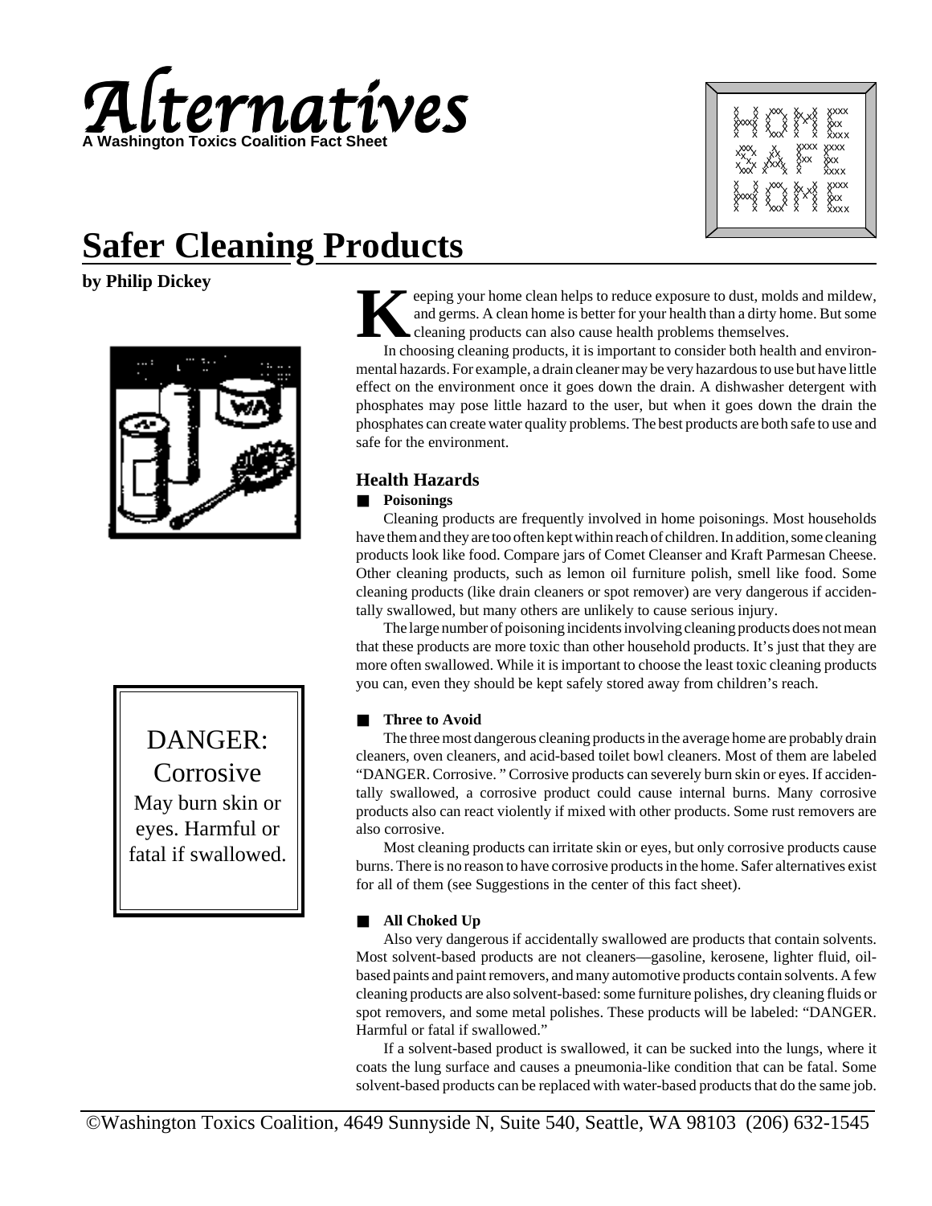# Alternatives

**A Washington Toxics Coalition Fact Sheet**

HOME SAFE HOME

## Safer Cleaning Products

**by Philip Dickey**

Keeping your home clean helps to reduce exposure to dust, molds and mildew, and germs. A clean home is better for your health than a dirty home. But some cleaning products can also cause health problems themselves.

In choosing cleaning products, it is important to consider both health and environmental hazards. For example, a drain cleaner may be very hazardous to use but have little effect on the environment once it goes down the drain. A dishwasher detergent with phosphates may pose little hazard to the user, but when it goes down the drain the phosphates can create water quality problems. The best products are both safe to use and safe for the environment.

### Health Hazards

#### Poisonings

Cleaning products are frequently involved in home poisonings. Most households have them and they are too often kept within reach of children. In addition, some cleaning products look like food. Compare jars of Comet Cleanser and Kraft Parmesan Cheese. Other cleaning products, such as lemon oil furniture polish, smell like food. Some cleaning products (like drain cleaners or spot remover) are very dangerous if accidentally swallowed, but many others are unlikely to cause serious injury.

The large number of poisoning incidents involving cleaning products does not mean that these products are more toxic than other household products. It's just that they are more often swallowed. While it is important to choose the least toxic cleaning products you can, even they should be kept safely stored away from children's reach.

#### Three to Avoid

The three most dangerous cleaning products in the average home are probably drain cleaners, oven cleaners, and acid-based toilet bowl cleaners. Most of them are labeled "DANGER. Corrosive." Corrosive products can severely burn skin or eyes. If accidentally swallowed, a corrosive product could cause internal burns. Many corrosive products also can react violently if mixed with other products. Some rust removers are also corrosive.

Most cleaning products can irritate skin or eyes, but only corrosive products cause burns. There is no reason to have corrosive products in the home. Safer alternatives exist for all of them (see Suggestions in the center of this fact sheet).

> DANGER: Corrosive
> May burn skin or eyes. Harmful or fatal if swallowed.

#### All Choked Up

Also very dangerous if accidentally swallowed are products that contain solvents. Most solvent-based products are not cleaners—gasoline, kerosene, lighter fluid, oil-based paints and paint removers, and many automotive products contain solvents. A few cleaning products are also solvent-based: some furniture polishes, dry cleaning fluids or spot removers, and some metal polishes. These products will be labeled: "DANGER. Harmful or fatal if swallowed."

If a solvent-based product is swallowed, it can be sucked into the lungs, where it coats the lung surface and causes a pneumonia-like condition that can be fatal. Some solvent-based products can be replaced with water-based products that do the same job.

©Washington Toxics Coalition, 4649 Sunnyside N, Suite 540, Seattle, WA 98103 (206) 632-1545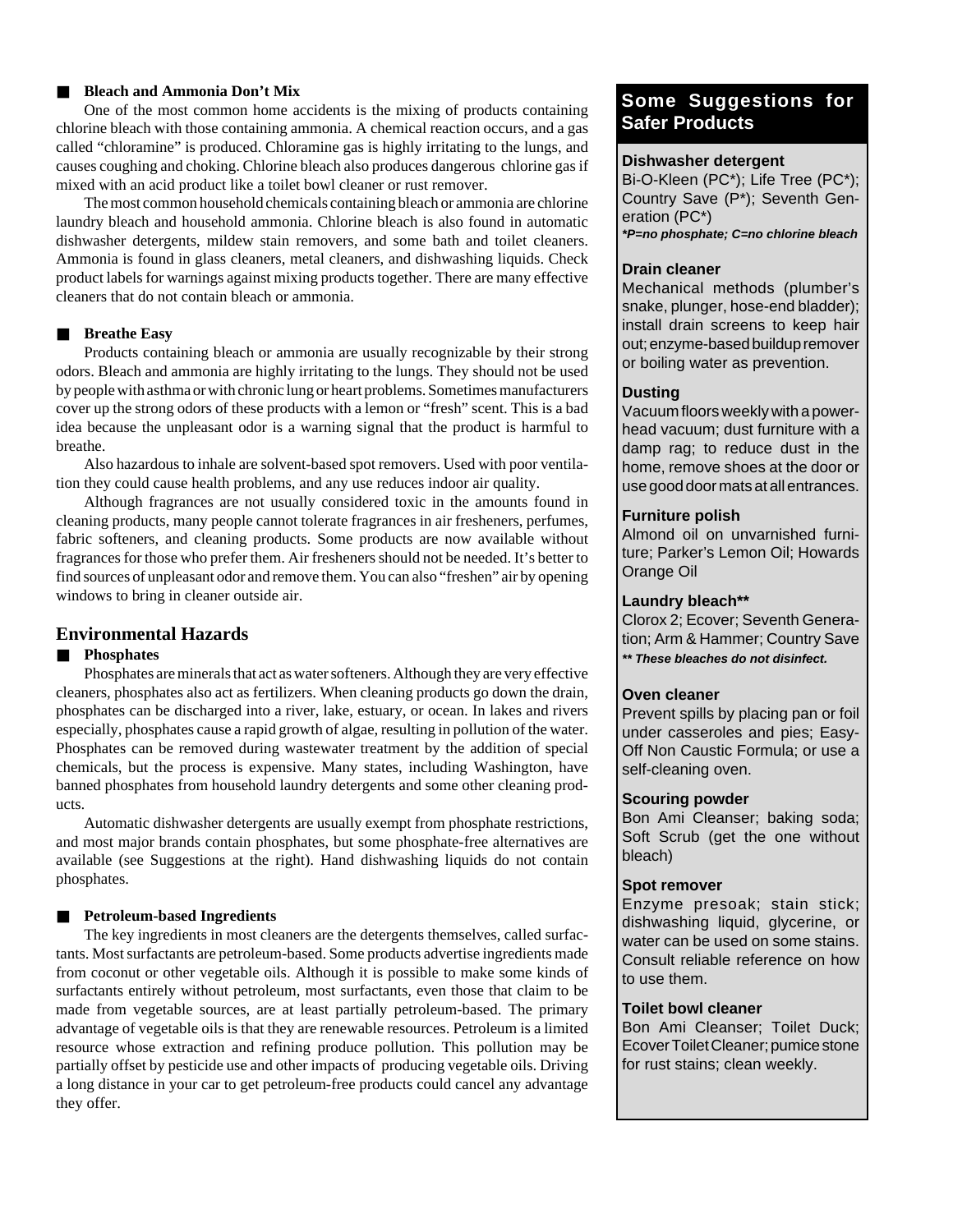### Bleach and Ammonia Don't Mix

One of the most common home accidents is the mixing of products containing chlorine bleach with those containing ammonia. A chemical reaction occurs, and a gas called "chloramine" is produced. Chloramine gas is highly irritating to the lungs, and causes coughing and choking. Chlorine bleach also produces dangerous chlorine gas if mixed with an acid product like a toilet bowl cleaner or rust remover.

The most common household chemicals containing bleach or ammonia are chlorine laundry bleach and household ammonia. Chlorine bleach is also found in automatic dishwasher detergents, mildew stain removers, and some bath and toilet cleaners. Ammonia is found in glass cleaners, metal cleaners, and dishwashing liquids. Check product labels for warnings against mixing products together. There are many effective cleaners that do not contain bleach or ammonia.

### Breathe Easy

Products containing bleach or ammonia are usually recognizable by their strong odors. Bleach and ammonia are highly irritating to the lungs. They should not be used by people with asthma or with chronic lung or heart problems. Sometimes manufacturers cover up the strong odors of these products with a lemon or "fresh" scent. This is a bad idea because the unpleasant odor is a warning signal that the product is harmful to breathe.

Also hazardous to inhale are solvent-based spot removers. Used with poor ventilation they could cause health problems, and any use reduces indoor air quality.

Although fragrances are not usually considered toxic in the amounts found in cleaning products, many people cannot tolerate fragrances in air fresheners, perfumes, fabric softeners, and cleaning products. Some products are now available without fragrances for those who prefer them. Air fresheners should not be needed. It's better to find sources of unpleasant odor and remove them. You can also "freshen" air by opening windows to bring in cleaner outside air.

## Environmental Hazards

### Phosphates

Phosphates are minerals that act as water softeners. Although they are very effective cleaners, phosphates also act as fertilizers. When cleaning products go down the drain, phosphates can be discharged into a river, lake, estuary, or ocean. In lakes and rivers especially, phosphates cause a rapid growth of algae, resulting in pollution of the water. Phosphates can be removed during wastewater treatment by the addition of special chemicals, but the process is expensive. Many states, including Washington, have banned phosphates from household laundry detergents and some other cleaning products.

Automatic dishwasher detergents are usually exempt from phosphate restrictions, and most major brands contain phosphates, but some phosphate-free alternatives are available (see Suggestions at the right). Hand dishwashing liquids do not contain phosphates.

### Petroleum-based Ingredients

The key ingredients in most cleaners are the detergents themselves, called surfactants. Most surfactants are petroleum-based. Some products advertise ingredients made from coconut or other vegetable oils. Although it is possible to make some kinds of surfactants entirely without petroleum, most surfactants, even those that claim to be made from vegetable sources, are at least partially petroleum-based. The primary advantage of vegetable oils is that they are renewable resources. Petroleum is a limited resource whose extraction and refining produce pollution. This pollution may be partially offset by pesticide use and other impacts of producing vegetable oils. Driving a long distance in your car to get petroleum-free products could cancel any advantage they offer.

## Some Suggestions for Safer Products

**Dishwasher detergent**
Bi-O-Kleen (PC*); Life Tree (PC*); Country Save (P*); Seventh Generation (PC*)
***P=no phosphate; C=no chlorine bleach***

**Drain cleaner**
Mechanical methods (plumber's snake, plunger, hose-end bladder); install drain screens to keep hair out; enzyme-based buildup remover or boiling water as prevention.

**Dusting**
Vacuum floors weekly with a power-head vacuum; dust furniture with a damp rag; to reduce dust in the home, remove shoes at the door or use good door mats at all entrances.

**Furniture polish**
Almond oil on unvarnished furniture; Parker's Lemon Oil; Howards Orange Oil

**Laundry bleach****
Clorox 2; Ecover; Seventh Generation; Arm & Hammer; Country Save
***** These bleaches do not disinfect.***

**Oven cleaner**
Prevent spills by placing pan or foil under casseroles and pies; Easy-Off Non Caustic Formula; or use a self-cleaning oven.

**Scouring powder**
Bon Ami Cleanser; baking soda; Soft Scrub (get the one without bleach)

**Spot remover**
Enzyme presoak; stain stick; dishwashing liquid, glycerine, or water can be used on some stains. Consult reliable reference on how to use them.

**Toilet bowl cleaner**
Bon Ami Cleanser; Toilet Duck; Ecover Toilet Cleaner; pumice stone for rust stains; clean weekly.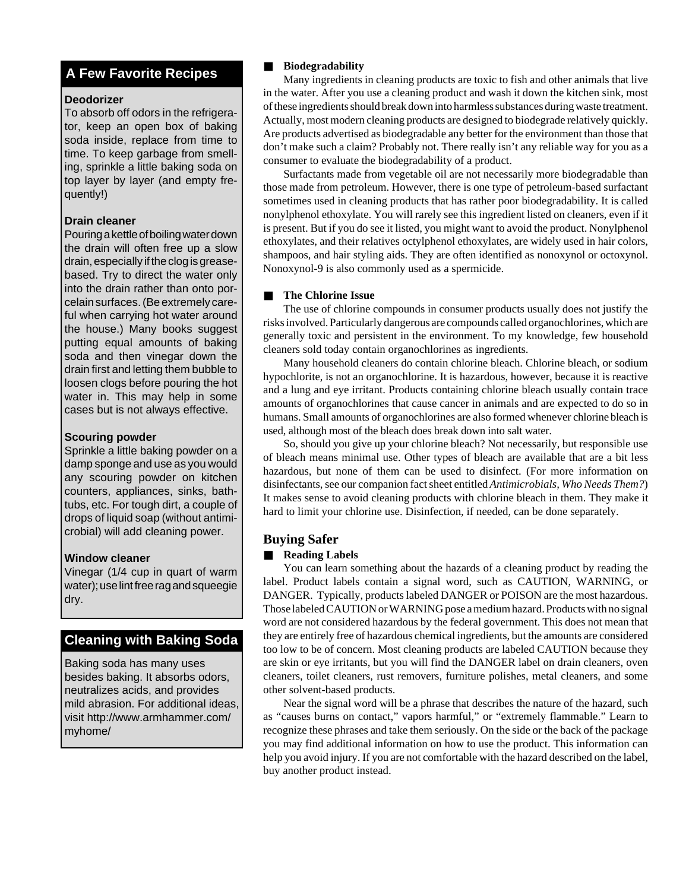## A Few Favorite Recipes

**Deodorizer**

To absorb off odors in the refrigerator, keep an open box of baking soda inside, replace from time to time. To keep garbage from smelling, sprinkle a little baking soda on top layer by layer (and empty frequently!)

**Drain cleaner**

Pouring a kettle of boiling water down the drain will often free up a slow drain, especially if the clog is grease-based. Try to direct the water only into the drain rather than onto porcelain surfaces. (Be extremely careful when carrying hot water around the house.) Many books suggest putting equal amounts of baking soda and then vinegar down the drain first and letting them bubble to loosen clogs before pouring the hot water in. This may help in some cases but is not always effective.

**Scouring powder**

Sprinkle a little baking powder on a damp sponge and use as you would any scouring powder on kitchen counters, appliances, sinks, bathtubs, etc. For tough dirt, a couple of drops of liquid soap (without antimicrobial) will add cleaning power.

**Window cleaner**

Vinegar (1/4 cup in quart of warm water); use lint free rag and squeegie dry.

## Cleaning with Baking Soda

Baking soda has many uses besides baking. It absorbs odors, neutralizes acids, and provides mild abrasion. For additional ideas, visit http://www.armhammer.com/myhome/

### Biodegradability

Many ingredients in cleaning products are toxic to fish and other animals that live in the water. After you use a cleaning product and wash it down the kitchen sink, most of these ingredients should break down into harmless substances during waste treatment. Actually, most modern cleaning products are designed to biodegrade relatively quickly. Are products advertised as biodegradable any better for the environment than those that don't make such a claim? Probably not. There really isn't any reliable way for you as a consumer to evaluate the biodegradability of a product.

Surfactants made from vegetable oil are not necessarily more biodegradable than those made from petroleum. However, there is one type of petroleum-based surfactant sometimes used in cleaning products that has rather poor biodegradability. It is called nonylphenol ethoxylate. You will rarely see this ingredient listed on cleaners, even if it is present. But if you do see it listed, you might want to avoid the product. Nonylphenol ethoxylates, and their relatives octylphenol ethoxylates, are widely used in hair colors, shampoos, and hair styling aids. They are often identified as nonoxynol or octoxynol. Nonoxynol-9 is also commonly used as a spermicide.

### The Chlorine Issue

The use of chlorine compounds in consumer products usually does not justify the risks involved. Particularly dangerous are compounds called organochlorines, which are generally toxic and persistent in the environment. To my knowledge, few household cleaners sold today contain organochlorines as ingredients.

Many household cleaners do contain chlorine bleach. Chlorine bleach, or sodium hypochlorite, is not an organochlorine. It is hazardous, however, because it is reactive and a lung and eye irritant. Products containing chlorine bleach usually contain trace amounts of organochlorines that cause cancer in animals and are expected to do so in humans. Small amounts of organochlorines are also formed whenever chlorine bleach is used, although most of the bleach does break down into salt water.

So, should you give up your chlorine bleach? Not necessarily, but responsible use of bleach means minimal use. Other types of bleach are available that are a bit less hazardous, but none of them can be used to disinfect. (For more information on disinfectants, see our companion fact sheet entitled *Antimicrobials, Who Needs Them?*) It makes sense to avoid cleaning products with chlorine bleach in them. They make it hard to limit your chlorine use. Disinfection, if needed, can be done separately.

## Buying Safer

### Reading Labels

You can learn something about the hazards of a cleaning product by reading the label. Product labels contain a signal word, such as CAUTION, WARNING, or DANGER. Typically, products labeled DANGER or POISON are the most hazardous. Those labeled CAUTION or WARNING pose a medium hazard. Products with no signal word are not considered hazardous by the federal government. This does not mean that they are entirely free of hazardous chemical ingredients, but the amounts are considered too low to be of concern. Most cleaning products are labeled CAUTION because they are skin or eye irritants, but you will find the DANGER label on drain cleaners, oven cleaners, toilet cleaners, rust removers, furniture polishes, metal cleaners, and some other solvent-based products.

Near the signal word will be a phrase that describes the nature of the hazard, such as "causes burns on contact," vapors harmful," or "extremely flammable." Learn to recognize these phrases and take them seriously. On the side or the back of the package you may find additional information on how to use the product. This information can help you avoid injury. If you are not comfortable with the hazard described on the label, buy another product instead.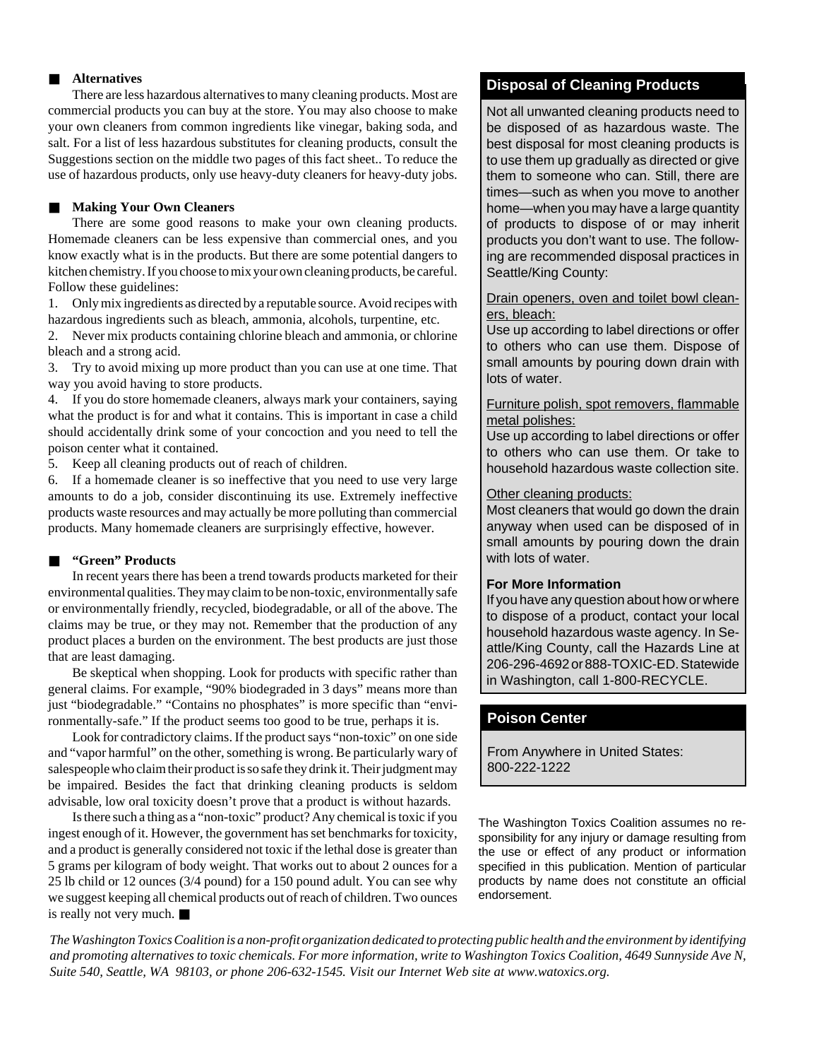## Alternatives

There are less hazardous alternatives to many cleaning products. Most are commercial products you can buy at the store. You may also choose to make your own cleaners from common ingredients like vinegar, baking soda, and salt. For a list of less hazardous substitutes for cleaning products, consult the Suggestions section on the middle two pages of this fact sheet.. To reduce the use of hazardous products, only use heavy-duty cleaners for heavy-duty jobs.

## Making Your Own Cleaners

There are some good reasons to make your own cleaning products. Homemade cleaners can be less expensive than commercial ones, and you know exactly what is in the products. But there are some potential dangers to kitchen chemistry. If you choose to mix your own cleaning products, be careful. Follow these guidelines:

1. Only mix ingredients as directed by a reputable source. Avoid recipes with hazardous ingredients such as bleach, ammonia, alcohols, turpentine, etc.
2. Never mix products containing chlorine bleach and ammonia, or chlorine bleach and a strong acid.
3. Try to avoid mixing up more product than you can use at one time. That way you avoid having to store products.
4. If you do store homemade cleaners, always mark your containers, saying what the product is for and what it contains. This is important in case a child should accidentally drink some of your concoction and you need to tell the poison center what it contained.
5. Keep all cleaning products out of reach of children.
6. If a homemade cleaner is so ineffective that you need to use very large amounts to do a job, consider discontinuing its use. Extremely ineffective products waste resources and may actually be more polluting than commercial products. Many homemade cleaners are surprisingly effective, however.

## "Green" Products

In recent years there has been a trend towards products marketed for their environmental qualities. They may claim to be non-toxic, environmentally safe or environmentally friendly, recycled, biodegradable, or all of the above. The claims may be true, or they may not. Remember that the production of any product places a burden on the environment. The best products are just those that are least damaging.

Be skeptical when shopping. Look for products with specific rather than general claims. For example, "90% biodegraded in 3 days" means more than just "biodegradable." "Contains no phosphates" is more specific than "environmentally-safe." If the product seems too good to be true, perhaps it is.

Look for contradictory claims. If the product says "non-toxic" on one side and "vapor harmful" on the other, something is wrong. Be particularly wary of salespeople who claim their product is so safe they drink it. Their judgment may be impaired. Besides the fact that drinking cleaning products is seldom advisable, low oral toxicity doesn't prove that a product is without hazards.

Is there such a thing as a "non-toxic" product? Any chemical is toxic if you ingest enough of it. However, the government has set benchmarks for toxicity, and a product is generally considered not toxic if the lethal dose is greater than 5 grams per kilogram of body weight. That works out to about 2 ounces for a 25 lb child or 12 ounces (3/4 pound) for a 150 pound adult. You can see why we suggest keeping all chemical products out of reach of children. Two ounces is really not very much. ■

## Disposal of Cleaning Products

Not all unwanted cleaning products need to be disposed of as hazardous waste. The best disposal for most cleaning products is to use them up gradually as directed or give them to someone who can. Still, there are times—such as when you move to another home—when you may have a large quantity of products to dispose of or may inherit products you don't want to use. The following are recommended disposal practices in Seattle/King County:

Drain openers, oven and toilet bowl cleaners, bleach:
Use up according to label directions or offer to others who can use them. Dispose of small amounts by pouring down drain with lots of water.

Furniture polish, spot removers, flammable metal polishes:
Use up according to label directions or offer to others who can use them. Or take to household hazardous waste collection site.

Other cleaning products:
Most cleaners that would go down the drain anyway when used can be disposed of in small amounts by pouring down the drain with lots of water.

**For More Information**

If you have any question about how or where to dispose of a product, contact your local household hazardous waste agency. In Seattle/King County, call the Hazards Line at 206-296-4692 or 888-TOXIC-ED. Statewide in Washington, call 1-800-RECYCLE.

## Poison Center

From Anywhere in United States:
800-222-1222

The Washington Toxics Coalition assumes no responsibility for any injury or damage resulting from the use or effect of any product or information specified in this publication. Mention of particular products by name does not constitute an official endorsement.

*The Washington Toxics Coalition is a non-profit organization dedicated to protecting public health and the environment by identifying and promoting alternatives to toxic chemicals. For more information, write to Washington Toxics Coalition, 4649 Sunnyside Ave N, Suite 540, Seattle, WA 98103, or phone 206-632-1545. Visit our Internet Web site at www.watoxics.org.*